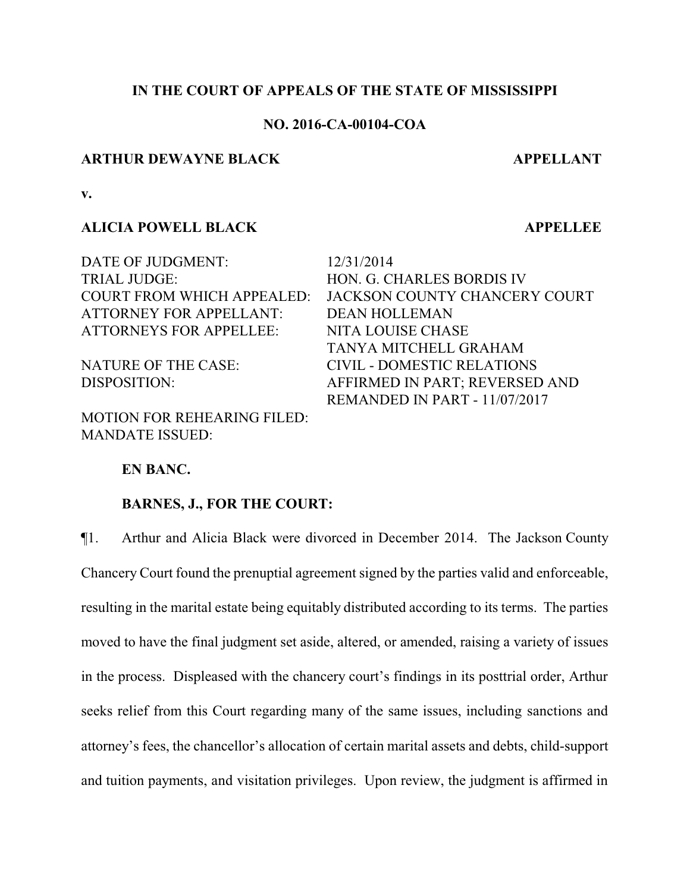**IN THE COURT OF APPEALS OF THE STATE OF MISSISSIPPI**

**NO. 2016-CA-00104-COA**

**ARTHUR DEWAYNE BLACK** **APPELLANT**

**v.**

**ALICIA POWELL BLACK** **APPELLEE**

| | |
|---|---|
| DATE OF JUDGMENT: | 12/31/2014 |
| TRIAL JUDGE: | HON. G. CHARLES BORDIS IV |
| COURT FROM WHICH APPEALED: | JACKSON COUNTY CHANCERY COURT |
| ATTORNEY FOR APPELLANT: | DEAN HOLLEMAN |
| ATTORNEYS FOR APPELLEE: | NITA LOUISE CHASE<br>TANYA MITCHELL GRAHAM |
| NATURE OF THE CASE: | CIVIL - DOMESTIC RELATIONS |
| DISPOSITION: | AFFIRMED IN PART; REVERSED AND REMANDED IN PART - 11/07/2017 |
| MOTION FOR REHEARING FILED: | |
| MANDATE ISSUED: | |

**EN BANC.**

**BARNES, J., FOR THE COURT:**

¶1. Arthur and Alicia Black were divorced in December 2014. The Jackson County Chancery Court found the prenuptial agreement signed by the parties valid and enforceable, resulting in the marital estate being equitably distributed according to its terms. The parties moved to have the final judgment set aside, altered, or amended, raising a variety of issues in the process. Displeased with the chancery court's findings in its posttrial order, Arthur seeks relief from this Court regarding many of the same issues, including sanctions and attorney's fees, the chancellor's allocation of certain marital assets and debts, child-support and tuition payments, and visitation privileges. Upon review, the judgment is affirmed in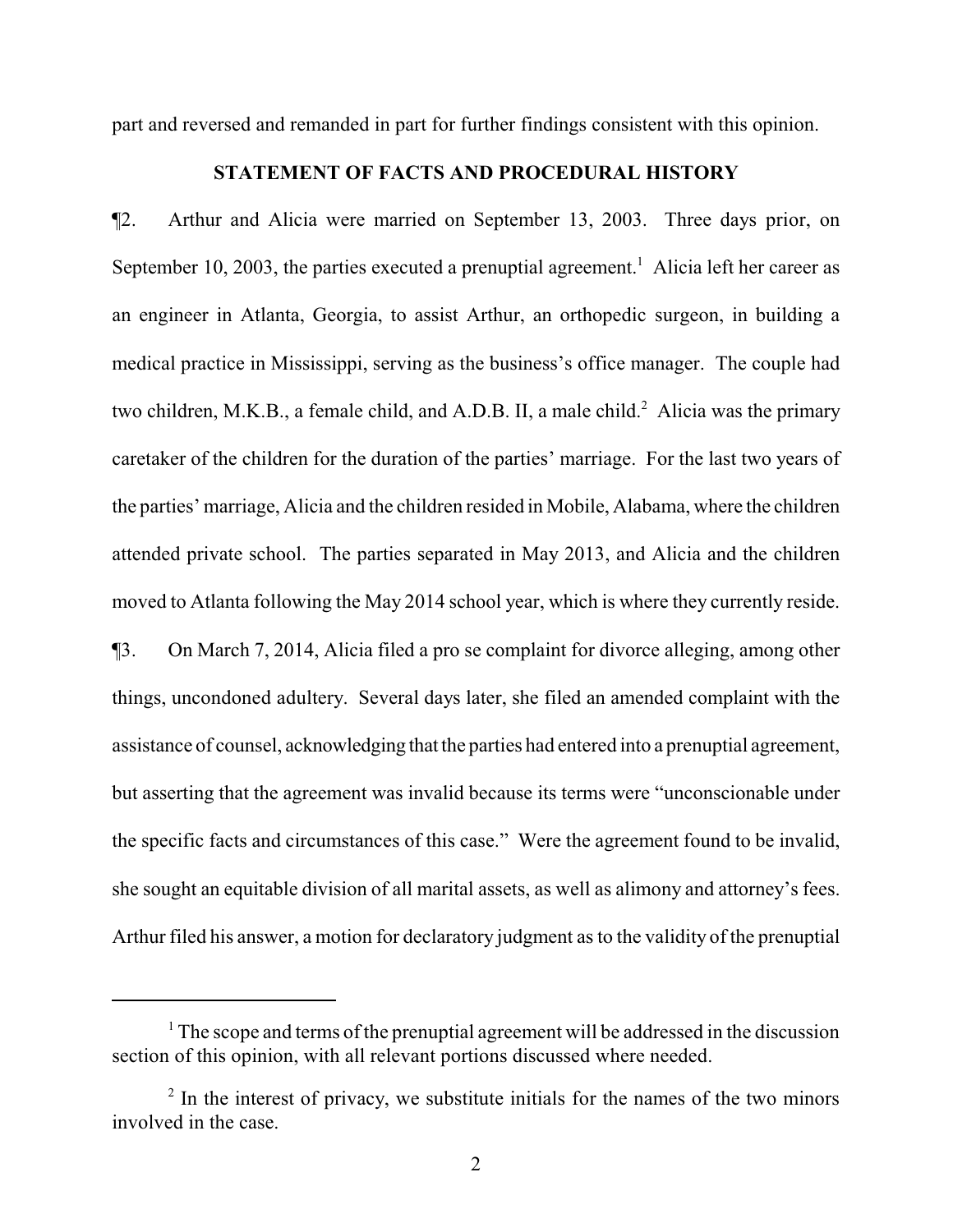part and reversed and remanded in part for further findings consistent with this opinion.

## STATEMENT OF FACTS AND PROCEDURAL HISTORY

¶2. Arthur and Alicia were married on September 13, 2003. Three days prior, on September 10, 2003, the parties executed a prenuptial agreement.[1] Alicia left her career as an engineer in Atlanta, Georgia, to assist Arthur, an orthopedic surgeon, in building a medical practice in Mississippi, serving as the business's office manager. The couple had two children, M.K.B., a female child, and A.D.B. II, a male child.[2] Alicia was the primary caretaker of the children for the duration of the parties' marriage. For the last two years of the parties' marriage, Alicia and the children resided in Mobile, Alabama, where the children attended private school. The parties separated in May 2013, and Alicia and the children moved to Atlanta following the May 2014 school year, which is where they currently reside.

¶3. On March 7, 2014, Alicia filed a pro se complaint for divorce alleging, among other things, uncondoned adultery. Several days later, she filed an amended complaint with the assistance of counsel, acknowledging that the parties had entered into a prenuptial agreement, but asserting that the agreement was invalid because its terms were "unconscionable under the specific facts and circumstances of this case." Were the agreement found to be invalid, she sought an equitable division of all marital assets, as well as alimony and attorney's fees. Arthur filed his answer, a motion for declaratory judgment as to the validity of the prenuptial

---

[1] The scope and terms of the prenuptial agreement will be addressed in the discussion section of this opinion, with all relevant portions discussed where needed.

[2] In the interest of privacy, we substitute initials for the names of the two minors involved in the case.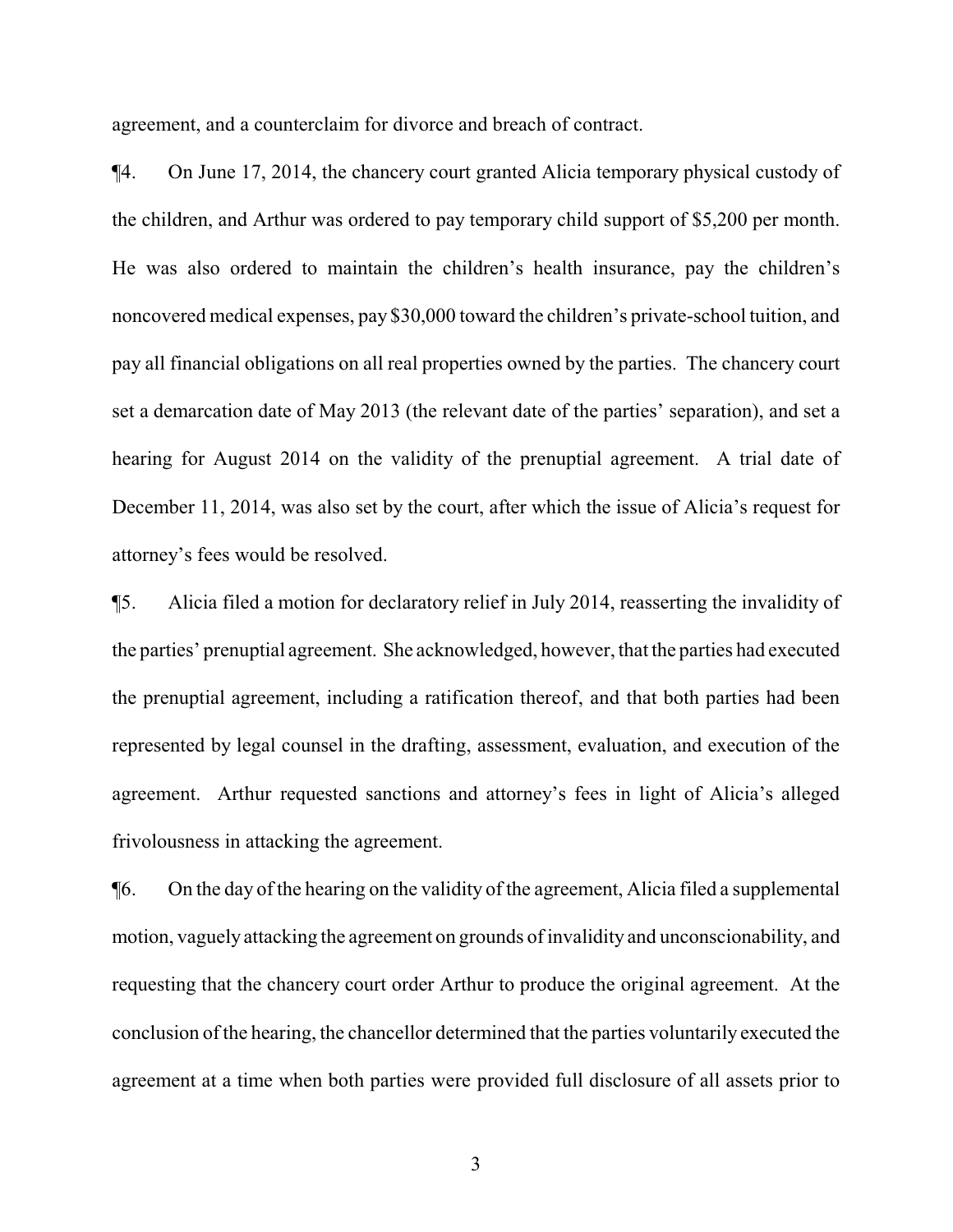agreement, and a counterclaim for divorce and breach of contract.

¶4. On June 17, 2014, the chancery court granted Alicia temporary physical custody of the children, and Arthur was ordered to pay temporary child support of $5,200 per month. He was also ordered to maintain the children's health insurance, pay the children's noncovered medical expenses, pay $30,000 toward the children's private-school tuition, and pay all financial obligations on all real properties owned by the parties. The chancery court set a demarcation date of May 2013 (the relevant date of the parties' separation), and set a hearing for August 2014 on the validity of the prenuptial agreement. A trial date of December 11, 2014, was also set by the court, after which the issue of Alicia's request for attorney's fees would be resolved.

¶5. Alicia filed a motion for declaratory relief in July 2014, reasserting the invalidity of the parties' prenuptial agreement. She acknowledged, however, that the parties had executed the prenuptial agreement, including a ratification thereof, and that both parties had been represented by legal counsel in the drafting, assessment, evaluation, and execution of the agreement. Arthur requested sanctions and attorney's fees in light of Alicia's alleged frivolousness in attacking the agreement.

¶6. On the day of the hearing on the validity of the agreement, Alicia filed a supplemental motion, vaguely attacking the agreement on grounds of invalidity and unconscionability, and requesting that the chancery court order Arthur to produce the original agreement. At the conclusion of the hearing, the chancellor determined that the parties voluntarily executed the agreement at a time when both parties were provided full disclosure of all assets prior to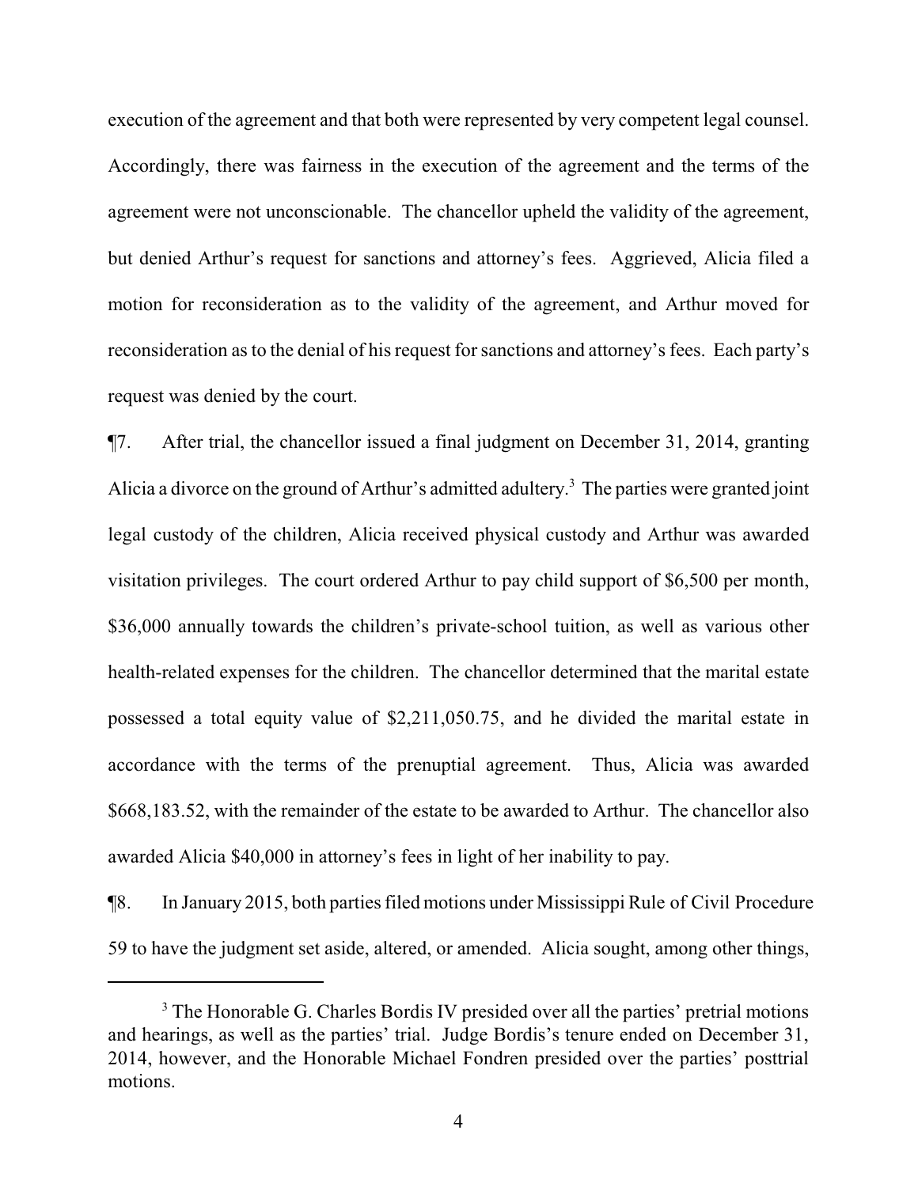execution of the agreement and that both were represented by very competent legal counsel. Accordingly, there was fairness in the execution of the agreement and the terms of the agreement were not unconscionable. The chancellor upheld the validity of the agreement, but denied Arthur's request for sanctions and attorney's fees. Aggrieved, Alicia filed a motion for reconsideration as to the validity of the agreement, and Arthur moved for reconsideration as to the denial of his request for sanctions and attorney's fees. Each party's request was denied by the court.

¶7. After trial, the chancellor issued a final judgment on December 31, 2014, granting Alicia a divorce on the ground of Arthur's admitted adultery.[3] The parties were granted joint legal custody of the children, Alicia received physical custody and Arthur was awarded visitation privileges. The court ordered Arthur to pay child support of $6,500 per month, $36,000 annually towards the children's private-school tuition, as well as various other health-related expenses for the children. The chancellor determined that the marital estate possessed a total equity value of $2,211,050.75, and he divided the marital estate in accordance with the terms of the prenuptial agreement. Thus, Alicia was awarded $668,183.52, with the remainder of the estate to be awarded to Arthur. The chancellor also awarded Alicia $40,000 in attorney's fees in light of her inability to pay.

¶8. In January 2015, both parties filed motions under Mississippi Rule of Civil Procedure 59 to have the judgment set aside, altered, or amended. Alicia sought, among other things,

[3] The Honorable G. Charles Bordis IV presided over all the parties' pretrial motions and hearings, as well as the parties' trial. Judge Bordis's tenure ended on December 31, 2014, however, and the Honorable Michael Fondren presided over the parties' posttrial motions.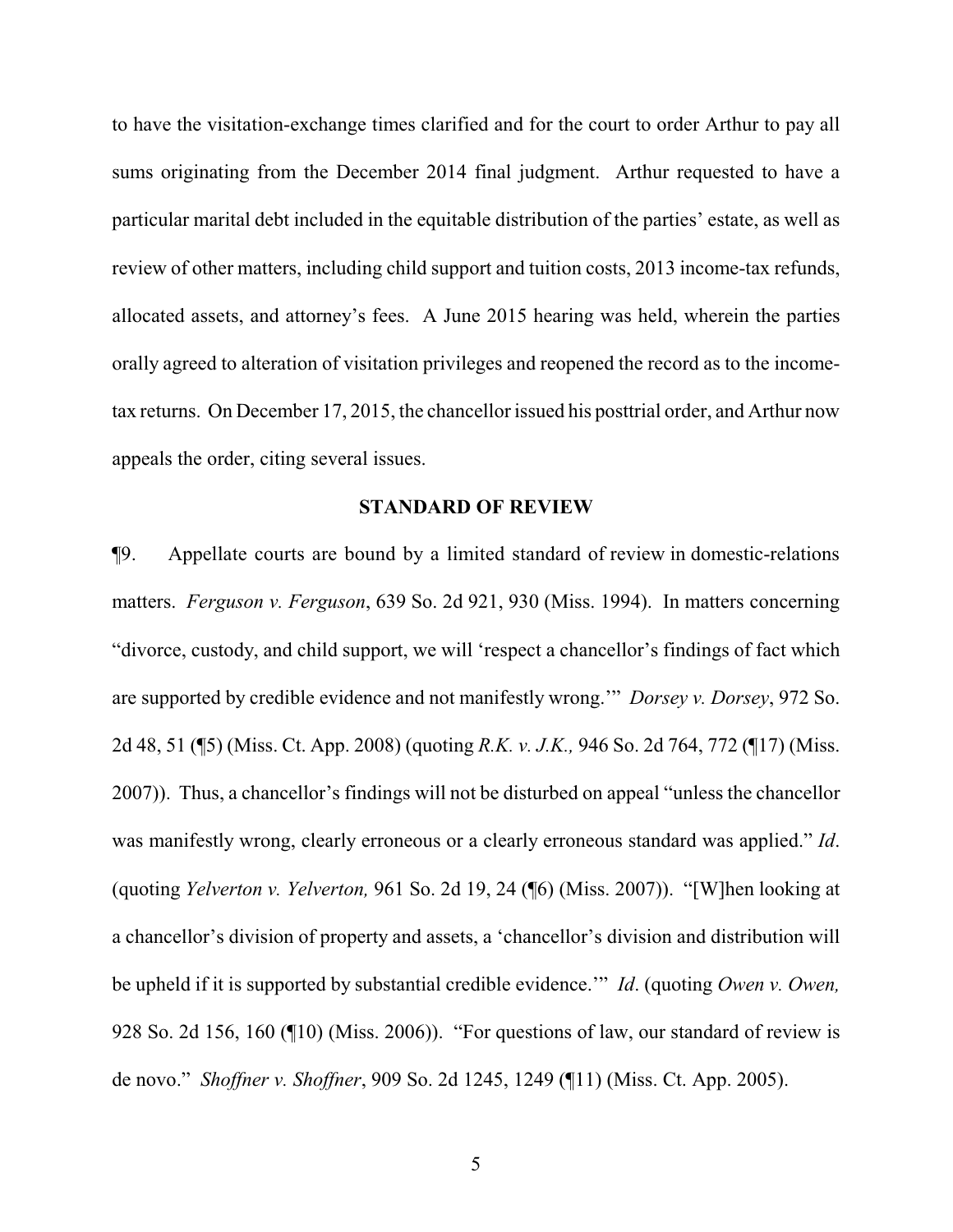to have the visitation-exchange times clarified and for the court to order Arthur to pay all sums originating from the December 2014 final judgment. Arthur requested to have a particular marital debt included in the equitable distribution of the parties' estate, as well as review of other matters, including child support and tuition costs, 2013 income-tax refunds, allocated assets, and attorney's fees. A June 2015 hearing was held, wherein the parties orally agreed to alteration of visitation privileges and reopened the record as to the income-tax returns. On December 17, 2015, the chancellor issued his posttrial order, and Arthur now appeals the order, citing several issues.

## STANDARD OF REVIEW

¶9. Appellate courts are bound by a limited standard of review in domestic-relations matters. *Ferguson v. Ferguson*, 639 So. 2d 921, 930 (Miss. 1994). In matters concerning "divorce, custody, and child support, we will 'respect a chancellor's findings of fact which are supported by credible evidence and not manifestly wrong.'" *Dorsey v. Dorsey*, 972 So. 2d 48, 51 (¶5) (Miss. Ct. App. 2008) (quoting *R.K. v. J.K.,* 946 So. 2d 764, 772 (¶17) (Miss. 2007)). Thus, a chancellor's findings will not be disturbed on appeal "unless the chancellor was manifestly wrong, clearly erroneous or a clearly erroneous standard was applied." *Id*. (quoting *Yelverton v. Yelverton,* 961 So. 2d 19, 24 (¶6) (Miss. 2007)). "[W]hen looking at a chancellor's division of property and assets, a 'chancellor's division and distribution will be upheld if it is supported by substantial credible evidence.'" *Id*. (quoting *Owen v. Owen,* 928 So. 2d 156, 160 (¶10) (Miss. 2006)). "For questions of law, our standard of review is de novo." *Shoffner v. Shoffner*, 909 So. 2d 1245, 1249 (¶11) (Miss. Ct. App. 2005).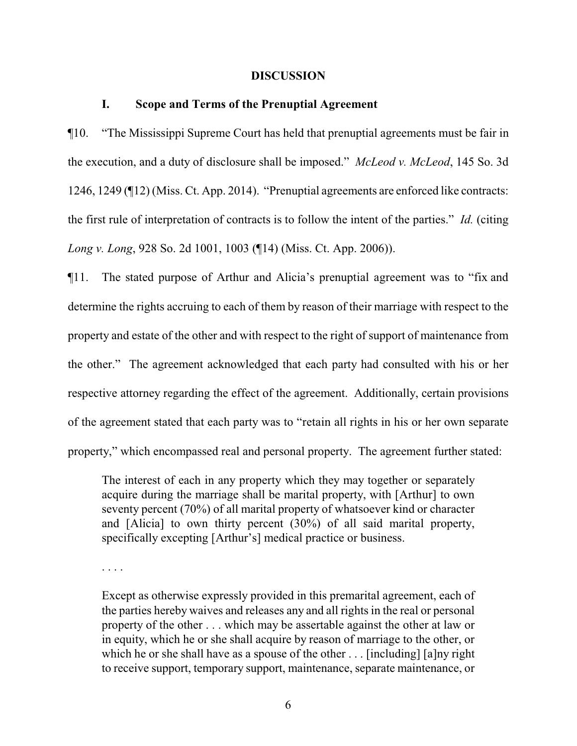## DISCUSSION

### I. Scope and Terms of the Prenuptial Agreement

¶10. "The Mississippi Supreme Court has held that prenuptial agreements must be fair in the execution, and a duty of disclosure shall be imposed." *McLeod v. McLeod*, 145 So. 3d 1246, 1249 (¶12) (Miss. Ct. App. 2014). "Prenuptial agreements are enforced like contracts: the first rule of interpretation of contracts is to follow the intent of the parties." *Id.* (citing *Long v. Long*, 928 So. 2d 1001, 1003 (¶14) (Miss. Ct. App. 2006)).

¶11. The stated purpose of Arthur and Alicia's prenuptial agreement was to "fix and determine the rights accruing to each of them by reason of their marriage with respect to the property and estate of the other and with respect to the right of support of maintenance from the other." The agreement acknowledged that each party had consulted with his or her respective attorney regarding the effect of the agreement. Additionally, certain provisions of the agreement stated that each party was to "retain all rights in his or her own separate property," which encompassed real and personal property. The agreement further stated:

> The interest of each in any property which they may together or separately acquire during the marriage shall be marital property, with [Arthur] to own seventy percent (70%) of all marital property of whatsoever kind or character and [Alicia] to own thirty percent (30%) of all said marital property, specifically excepting [Arthur's] medical practice or business.
>
> . . . .
>
> Except as otherwise expressly provided in this premarital agreement, each of the parties hereby waives and releases any and all rights in the real or personal property of the other . . . which may be assertable against the other at law or in equity, which he or she shall acquire by reason of marriage to the other, or which he or she shall have as a spouse of the other . . . [including] [a]ny right to receive support, temporary support, maintenance, separate maintenance, or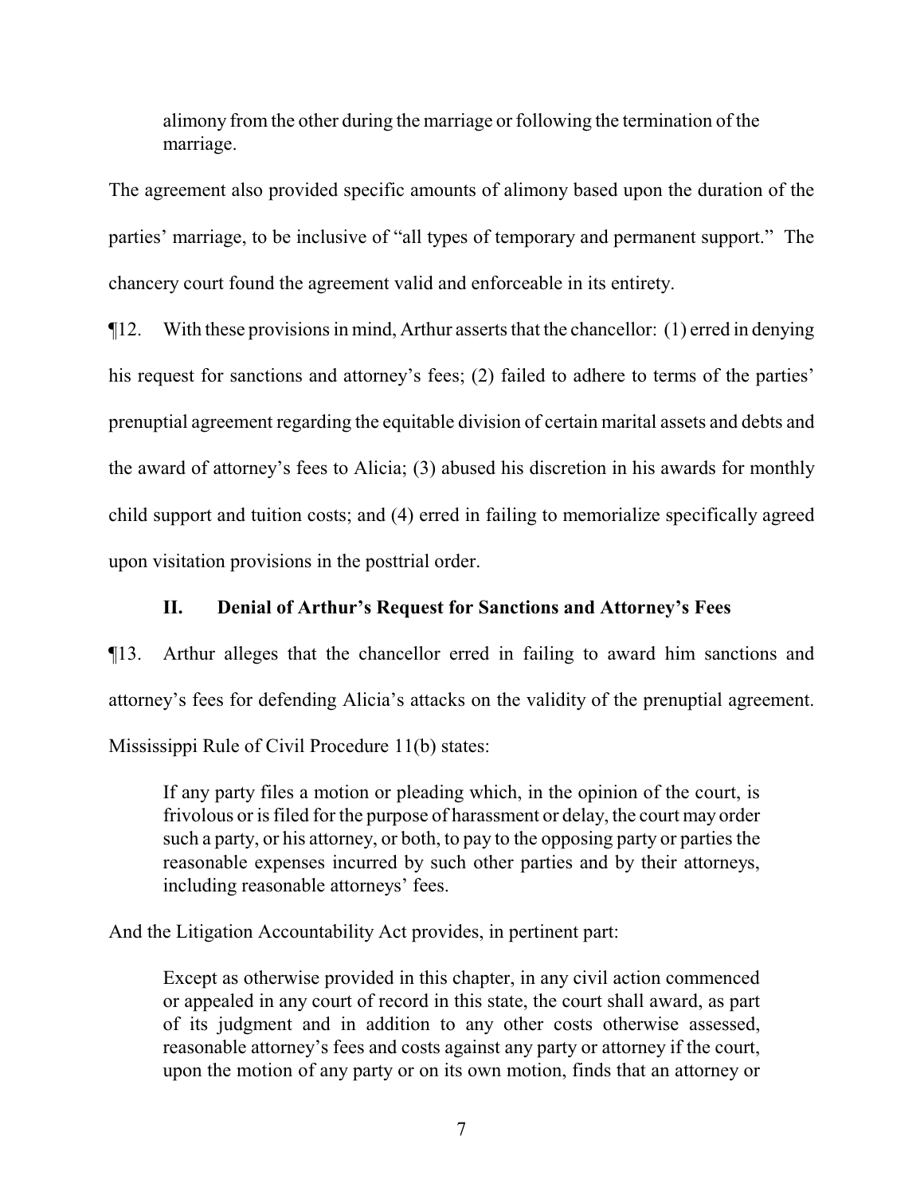> alimony from the other during the marriage or following the termination of the marriage.

The agreement also provided specific amounts of alimony based upon the duration of the parties' marriage, to be inclusive of "all types of temporary and permanent support." The chancery court found the agreement valid and enforceable in its entirety.

¶12. With these provisions in mind, Arthur asserts that the chancellor: (1) erred in denying his request for sanctions and attorney's fees; (2) failed to adhere to terms of the parties' prenuptial agreement regarding the equitable division of certain marital assets and debts and the award of attorney's fees to Alicia; (3) abused his discretion in his awards for monthly child support and tuition costs; and (4) erred in failing to memorialize specifically agreed upon visitation provisions in the posttrial order.

## II. Denial of Arthur's Request for Sanctions and Attorney's Fees

¶13. Arthur alleges that the chancellor erred in failing to award him sanctions and attorney's fees for defending Alicia's attacks on the validity of the prenuptial agreement. Mississippi Rule of Civil Procedure 11(b) states:

> If any party files a motion or pleading which, in the opinion of the court, is frivolous or is filed for the purpose of harassment or delay, the court may order such a party, or his attorney, or both, to pay to the opposing party or parties the reasonable expenses incurred by such other parties and by their attorneys, including reasonable attorneys' fees.

And the Litigation Accountability Act provides, in pertinent part:

> Except as otherwise provided in this chapter, in any civil action commenced or appealed in any court of record in this state, the court shall award, as part of its judgment and in addition to any other costs otherwise assessed, reasonable attorney's fees and costs against any party or attorney if the court, upon the motion of any party or on its own motion, finds that an attorney or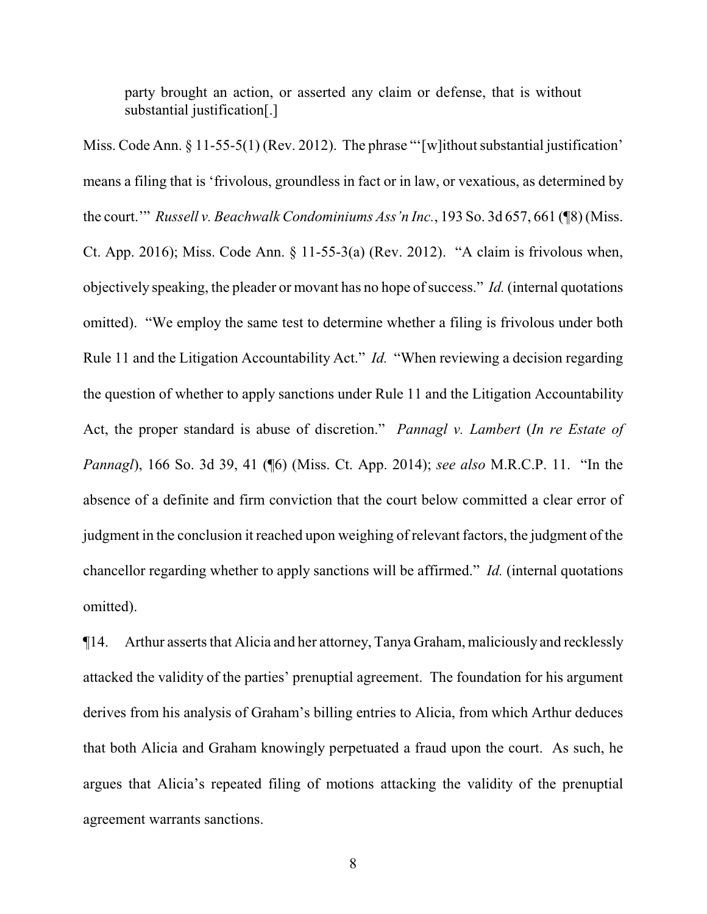> party brought an action, or asserted any claim or defense, that is without substantial justification[.]

Miss. Code Ann. § 11-55-5(1) (Rev. 2012). The phrase "'[w]ithout substantial justification' means a filing that is 'frivolous, groundless in fact or in law, or vexatious, as determined by the court.'" *Russell v. Beachwalk Condominiums Ass'n Inc.*, 193 So. 3d 657, 661 (¶8) (Miss. Ct. App. 2016); Miss. Code Ann. § 11-55-3(a) (Rev. 2012). "A claim is frivolous when, objectively speaking, the pleader or movant has no hope of success." *Id.* (internal quotations omitted). "We employ the same test to determine whether a filing is frivolous under both Rule 11 and the Litigation Accountability Act." *Id.* "When reviewing a decision regarding the question of whether to apply sanctions under Rule 11 and the Litigation Accountability Act, the proper standard is abuse of discretion." *Pannagl v. Lambert* (*In re Estate of Pannagl*), 166 So. 3d 39, 41 (¶6) (Miss. Ct. App. 2014); *see also* M.R.C.P. 11. "In the absence of a definite and firm conviction that the court below committed a clear error of judgment in the conclusion it reached upon weighing of relevant factors, the judgment of the chancellor regarding whether to apply sanctions will be affirmed." *Id.* (internal quotations omitted).

¶14. Arthur asserts that Alicia and her attorney, Tanya Graham, maliciously and recklessly attacked the validity of the parties' prenuptial agreement. The foundation for his argument derives from his analysis of Graham's billing entries to Alicia, from which Arthur deduces that both Alicia and Graham knowingly perpetuated a fraud upon the court. As such, he argues that Alicia's repeated filing of motions attacking the validity of the prenuptial agreement warrants sanctions.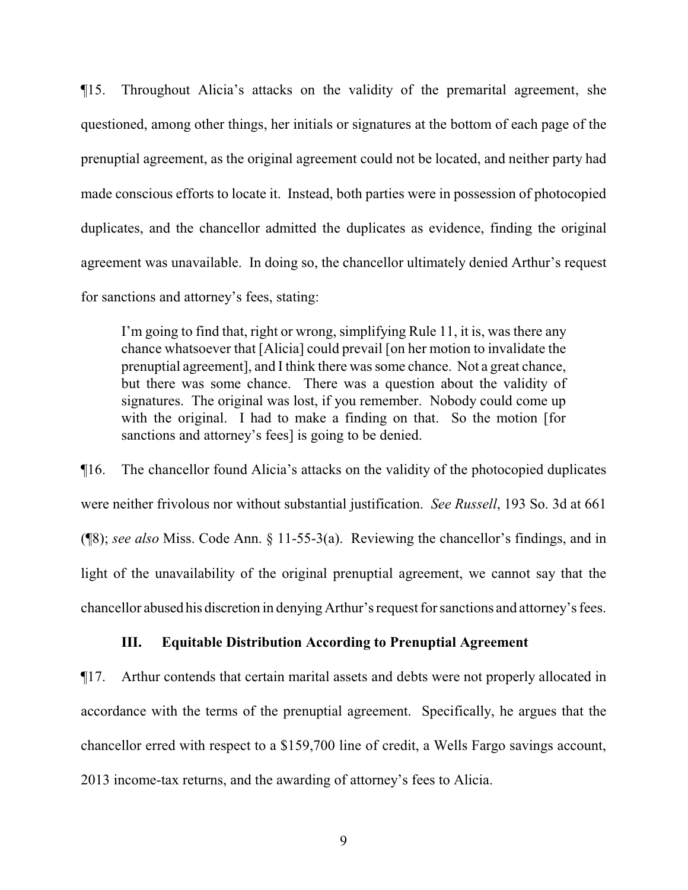¶15. Throughout Alicia's attacks on the validity of the premarital agreement, she questioned, among other things, her initials or signatures at the bottom of each page of the prenuptial agreement, as the original agreement could not be located, and neither party had made conscious efforts to locate it. Instead, both parties were in possession of photocopied duplicates, and the chancellor admitted the duplicates as evidence, finding the original agreement was unavailable. In doing so, the chancellor ultimately denied Arthur's request for sanctions and attorney's fees, stating:

> I'm going to find that, right or wrong, simplifying Rule 11, it is, was there any chance whatsoever that [Alicia] could prevail [on her motion to invalidate the prenuptial agreement], and I think there was some chance. Not a great chance, but there was some chance. There was a question about the validity of signatures. The original was lost, if you remember. Nobody could come up with the original. I had to make a finding on that. So the motion [for sanctions and attorney's fees] is going to be denied.

¶16. The chancellor found Alicia's attacks on the validity of the photocopied duplicates were neither frivolous nor without substantial justification. *See Russell*, 193 So. 3d at 661 (¶8); *see also* Miss. Code Ann. § 11-55-3(a). Reviewing the chancellor's findings, and in light of the unavailability of the original prenuptial agreement, we cannot say that the chancellor abused his discretion in denying Arthur's request for sanctions and attorney's fees.

### III. Equitable Distribution According to Prenuptial Agreement

¶17. Arthur contends that certain marital assets and debts were not properly allocated in accordance with the terms of the prenuptial agreement. Specifically, he argues that the chancellor erred with respect to a $159,700 line of credit, a Wells Fargo savings account, 2013 income-tax returns, and the awarding of attorney's fees to Alicia.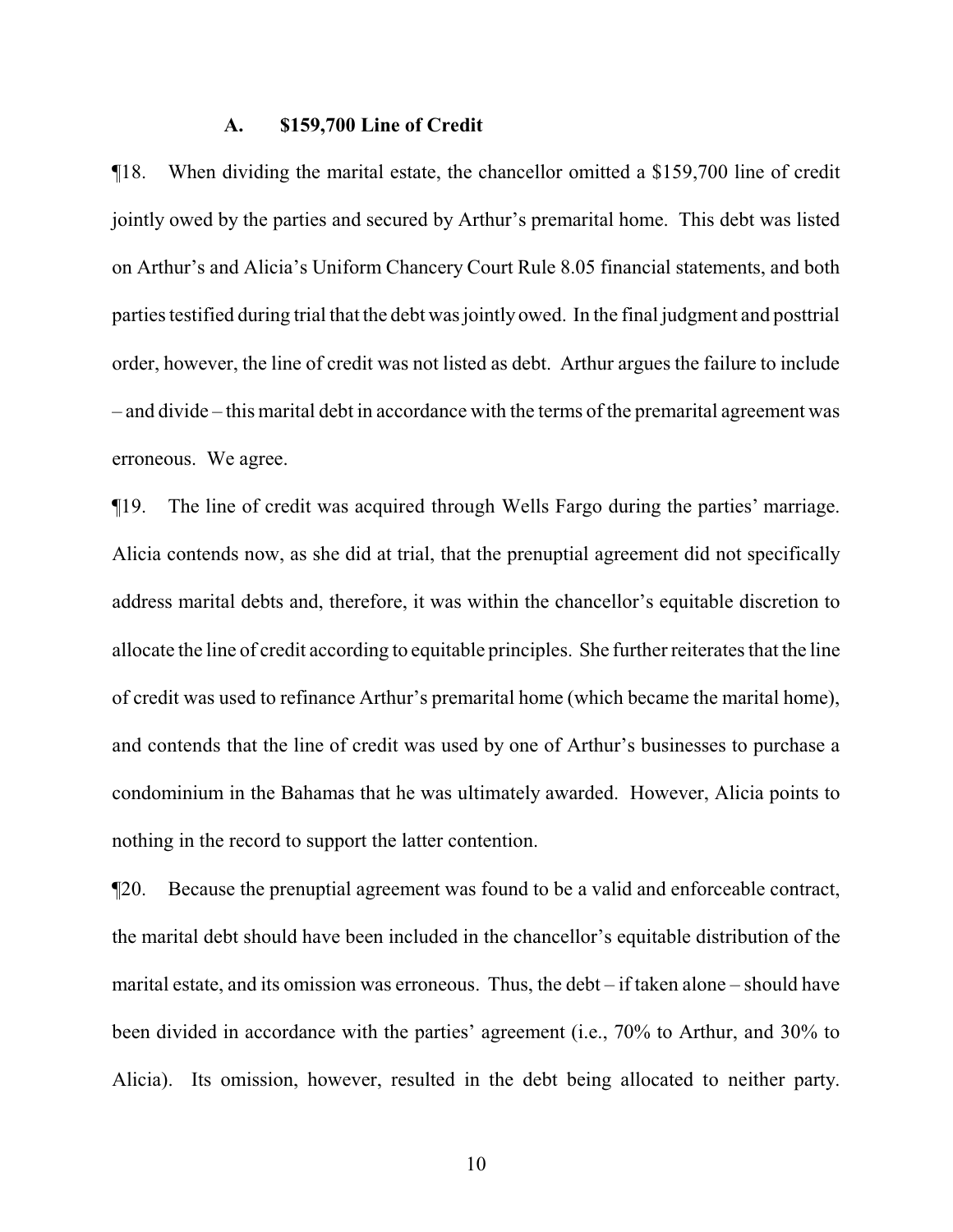### A. $159,700 Line of Credit

¶18. When dividing the marital estate, the chancellor omitted a $159,700 line of credit jointly owed by the parties and secured by Arthur's premarital home. This debt was listed on Arthur's and Alicia's Uniform Chancery Court Rule 8.05 financial statements, and both parties testified during trial that the debt was jointly owed. In the final judgment and posttrial order, however, the line of credit was not listed as debt. Arthur argues the failure to include – and divide – this marital debt in accordance with the terms of the premarital agreement was erroneous. We agree.

¶19. The line of credit was acquired through Wells Fargo during the parties' marriage. Alicia contends now, as she did at trial, that the prenuptial agreement did not specifically address marital debts and, therefore, it was within the chancellor's equitable discretion to allocate the line of credit according to equitable principles. She further reiterates that the line of credit was used to refinance Arthur's premarital home (which became the marital home), and contends that the line of credit was used by one of Arthur's businesses to purchase a condominium in the Bahamas that he was ultimately awarded. However, Alicia points to nothing in the record to support the latter contention.

¶20. Because the prenuptial agreement was found to be a valid and enforceable contract, the marital debt should have been included in the chancellor's equitable distribution of the marital estate, and its omission was erroneous. Thus, the debt – if taken alone – should have been divided in accordance with the parties' agreement (i.e., 70% to Arthur, and 30% to Alicia). Its omission, however, resulted in the debt being allocated to neither party.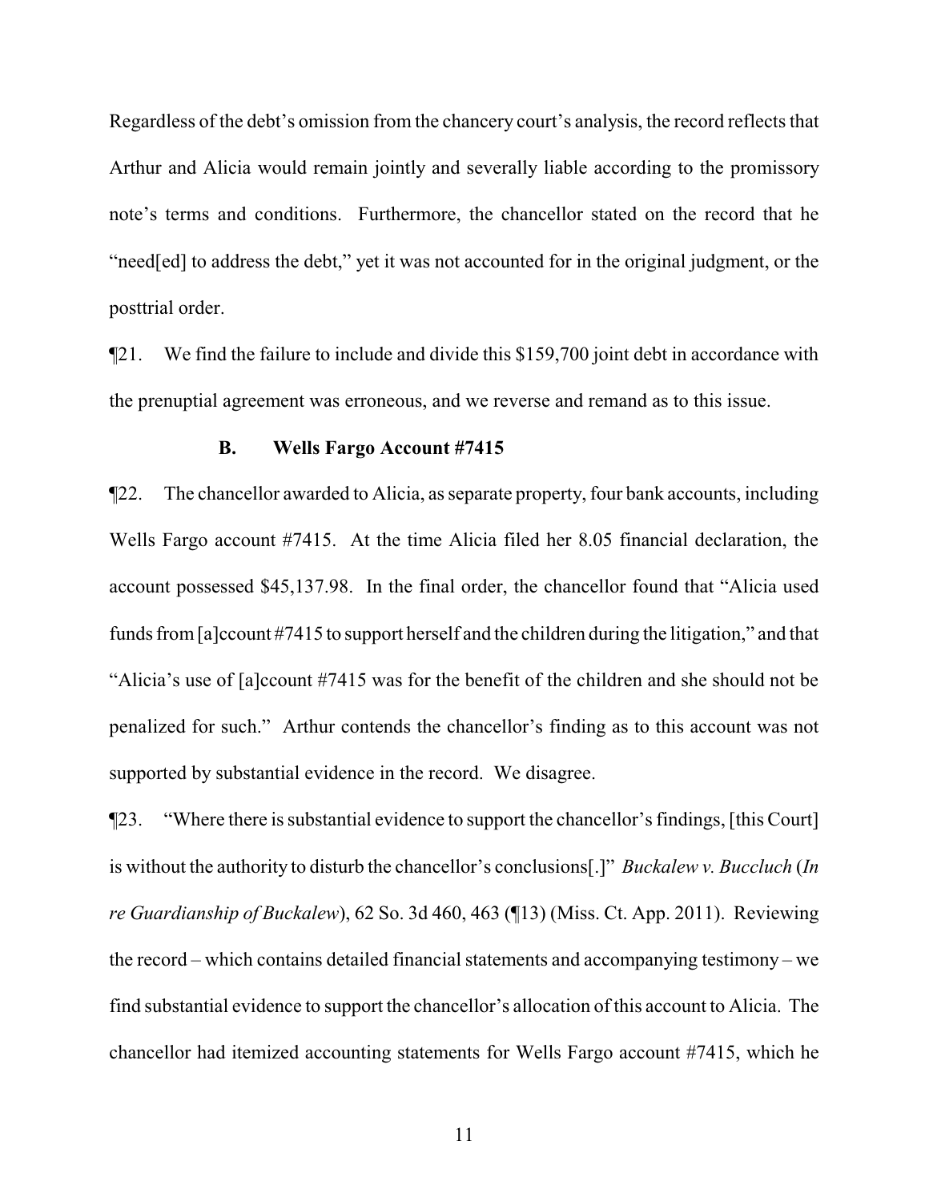Regardless of the debt's omission from the chancery court's analysis, the record reflects that Arthur and Alicia would remain jointly and severally liable according to the promissory note's terms and conditions. Furthermore, the chancellor stated on the record that he "need[ed] to address the debt," yet it was not accounted for in the original judgment, or the posttrial order.

¶21. We find the failure to include and divide this $159,700 joint debt in accordance with the prenuptial agreement was erroneous, and we reverse and remand as to this issue.

### B. Wells Fargo Account #7415

¶22. The chancellor awarded to Alicia, as separate property, four bank accounts, including Wells Fargo account #7415. At the time Alicia filed her 8.05 financial declaration, the account possessed $45,137.98. In the final order, the chancellor found that "Alicia used funds from [a]ccount #7415 to support herself and the children during the litigation," and that "Alicia's use of [a]ccount #7415 was for the benefit of the children and she should not be penalized for such." Arthur contends the chancellor's finding as to this account was not supported by substantial evidence in the record. We disagree.

¶23. "Where there is substantial evidence to support the chancellor's findings, [this Court] is without the authority to disturb the chancellor's conclusions[.]" *Buckalew v. Buccluch* (*In re Guardianship of Buckalew*), 62 So. 3d 460, 463 (¶13) (Miss. Ct. App. 2011). Reviewing the record – which contains detailed financial statements and accompanying testimony – we find substantial evidence to support the chancellor's allocation of this account to Alicia. The chancellor had itemized accounting statements for Wells Fargo account #7415, which he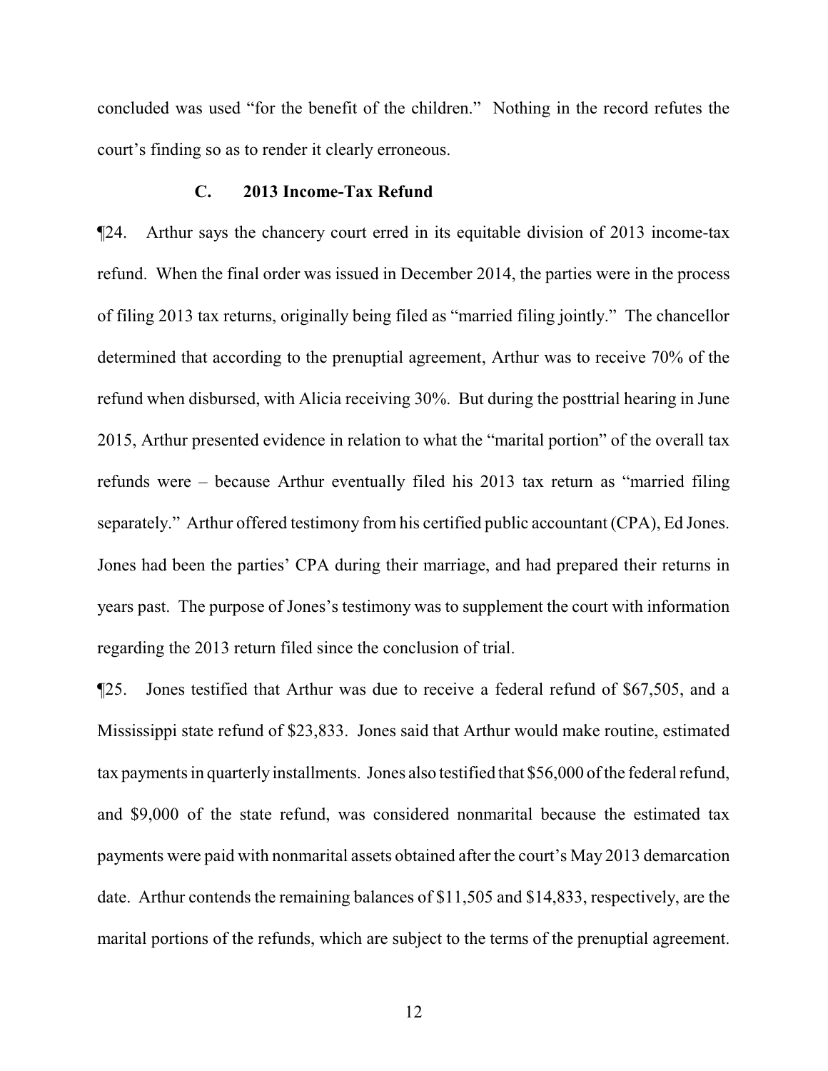concluded was used "for the benefit of the children." Nothing in the record refutes the court's finding so as to render it clearly erroneous.

### C. 2013 Income-Tax Refund

¶24. Arthur says the chancery court erred in its equitable division of 2013 income-tax refund. When the final order was issued in December 2014, the parties were in the process of filing 2013 tax returns, originally being filed as "married filing jointly." The chancellor determined that according to the prenuptial agreement, Arthur was to receive 70% of the refund when disbursed, with Alicia receiving 30%. But during the posttrial hearing in June 2015, Arthur presented evidence in relation to what the "marital portion" of the overall tax refunds were – because Arthur eventually filed his 2013 tax return as "married filing separately." Arthur offered testimony from his certified public accountant (CPA), Ed Jones. Jones had been the parties' CPA during their marriage, and had prepared their returns in years past. The purpose of Jones's testimony was to supplement the court with information regarding the 2013 return filed since the conclusion of trial.

¶25. Jones testified that Arthur was due to receive a federal refund of $67,505, and a Mississippi state refund of $23,833. Jones said that Arthur would make routine, estimated tax payments in quarterly installments. Jones also testified that $56,000 of the federal refund, and $9,000 of the state refund, was considered nonmarital because the estimated tax payments were paid with nonmarital assets obtained after the court's May 2013 demarcation date. Arthur contends the remaining balances of $11,505 and $14,833, respectively, are the marital portions of the refunds, which are subject to the terms of the prenuptial agreement.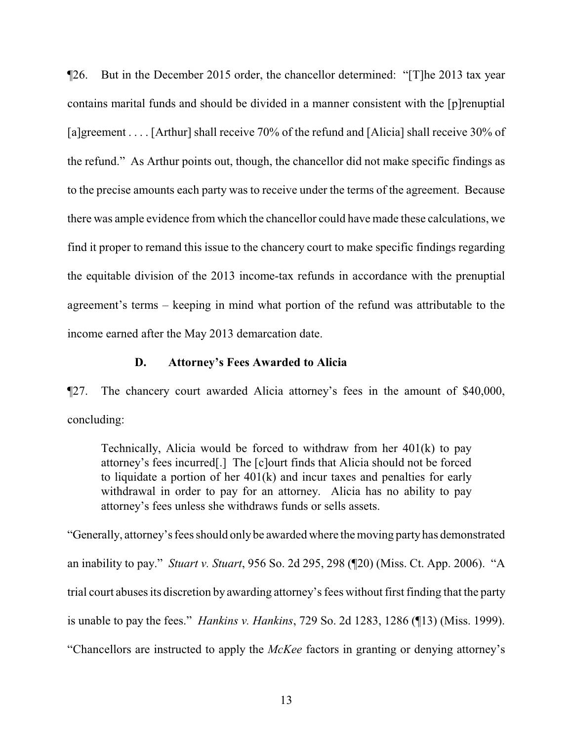¶26. But in the December 2015 order, the chancellor determined: "[T]he 2013 tax year contains marital funds and should be divided in a manner consistent with the [p]renuptial [a]greement . . . . [Arthur] shall receive 70% of the refund and [Alicia] shall receive 30% of the refund." As Arthur points out, though, the chancellor did not make specific findings as to the precise amounts each party was to receive under the terms of the agreement. Because there was ample evidence from which the chancellor could have made these calculations, we find it proper to remand this issue to the chancery court to make specific findings regarding the equitable division of the 2013 income-tax refunds in accordance with the prenuptial agreement's terms – keeping in mind what portion of the refund was attributable to the income earned after the May 2013 demarcation date.

### D. Attorney's Fees Awarded to Alicia

¶27. The chancery court awarded Alicia attorney's fees in the amount of $40,000, concluding:

> Technically, Alicia would be forced to withdraw from her 401(k) to pay attorney's fees incurred[.] The [c]ourt finds that Alicia should not be forced to liquidate a portion of her 401(k) and incur taxes and penalties for early withdrawal in order to pay for an attorney. Alicia has no ability to pay attorney's fees unless she withdraws funds or sells assets.

"Generally, attorney's fees should only be awarded where the moving party has demonstrated an inability to pay." *Stuart v. Stuart*, 956 So. 2d 295, 298 (¶20) (Miss. Ct. App. 2006). "A trial court abuses its discretion by awarding attorney's fees without first finding that the party is unable to pay the fees." *Hankins v. Hankins*, 729 So. 2d 1283, 1286 (¶13) (Miss. 1999). "Chancellors are instructed to apply the *McKee* factors in granting or denying attorney's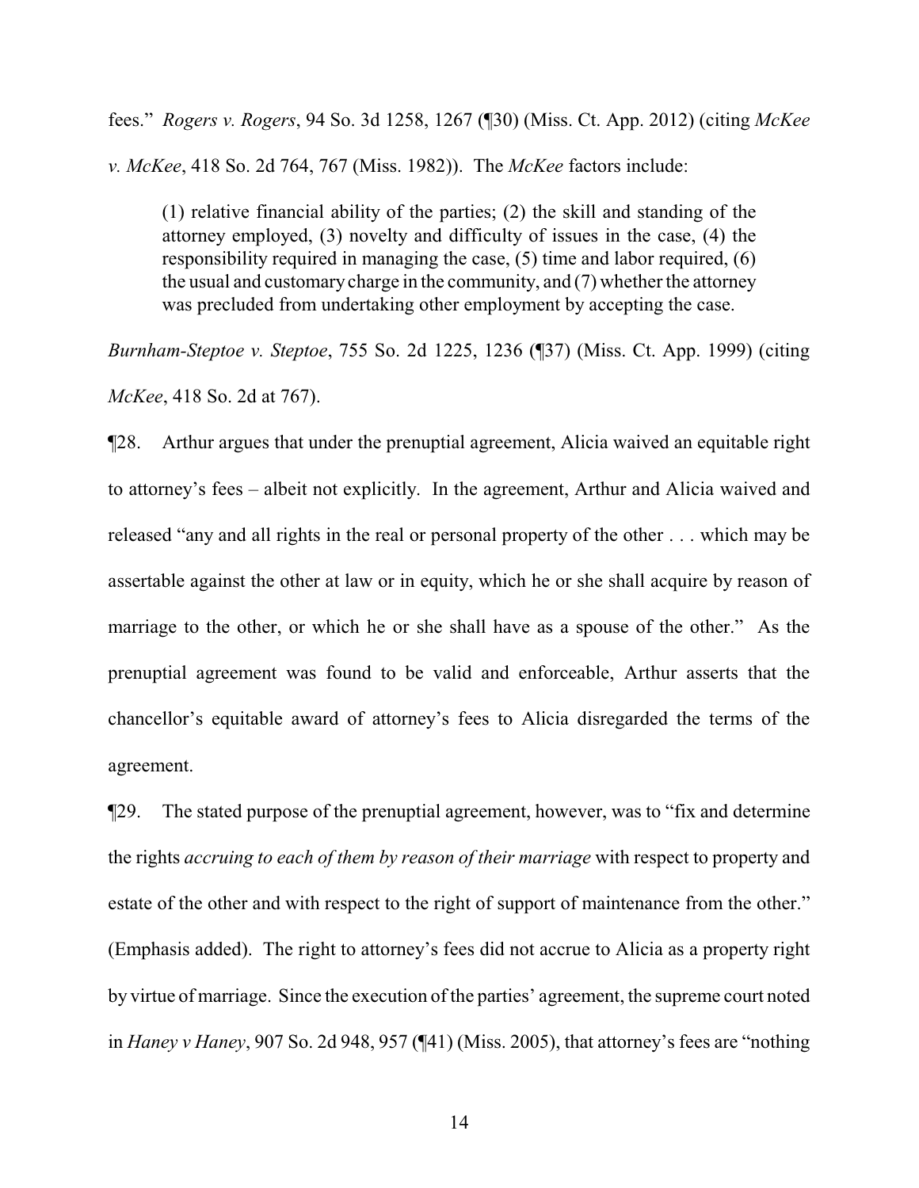fees." *Rogers v. Rogers*, 94 So. 3d 1258, 1267 (¶30) (Miss. Ct. App. 2012) (citing *McKee v. McKee*, 418 So. 2d 764, 767 (Miss. 1982)). The *McKee* factors include:

> (1) relative financial ability of the parties; (2) the skill and standing of the attorney employed, (3) novelty and difficulty of issues in the case, (4) the responsibility required in managing the case, (5) time and labor required, (6) the usual and customary charge in the community, and (7) whether the attorney was precluded from undertaking other employment by accepting the case.

*Burnham-Steptoe v. Steptoe*, 755 So. 2d 1225, 1236 (¶37) (Miss. Ct. App. 1999) (citing *McKee*, 418 So. 2d at 767).

¶28. Arthur argues that under the prenuptial agreement, Alicia waived an equitable right to attorney's fees – albeit not explicitly. In the agreement, Arthur and Alicia waived and released "any and all rights in the real or personal property of the other . . . which may be assertable against the other at law or in equity, which he or she shall acquire by reason of marriage to the other, or which he or she shall have as a spouse of the other." As the prenuptial agreement was found to be valid and enforceable, Arthur asserts that the chancellor's equitable award of attorney's fees to Alicia disregarded the terms of the agreement.

¶29. The stated purpose of the prenuptial agreement, however, was to "fix and determine the rights *accruing to each of them by reason of their marriage* with respect to property and estate of the other and with respect to the right of support of maintenance from the other." (Emphasis added). The right to attorney's fees did not accrue to Alicia as a property right by virtue of marriage. Since the execution of the parties' agreement, the supreme court noted in *Haney v Haney*, 907 So. 2d 948, 957 (¶41) (Miss. 2005), that attorney's fees are "nothing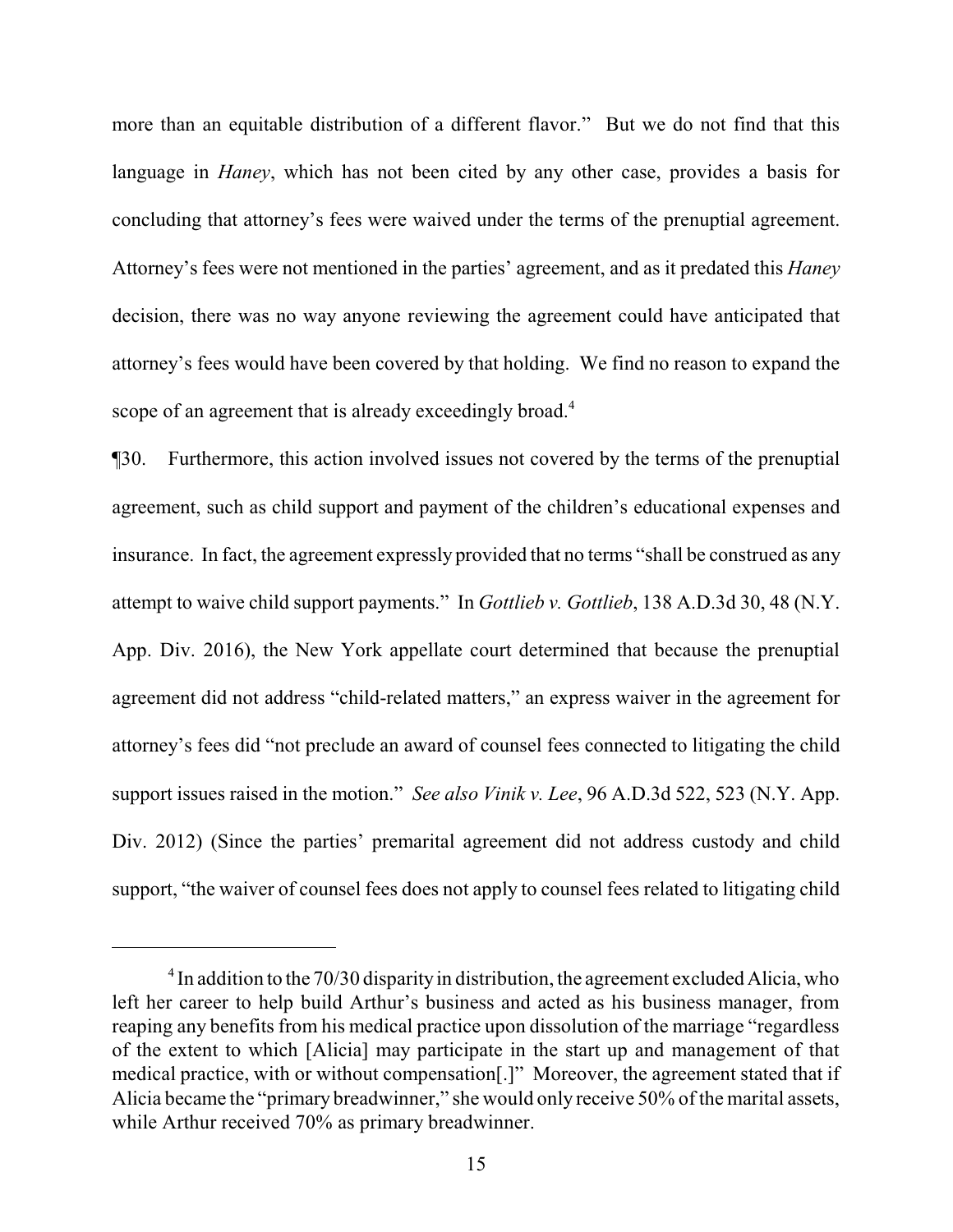more than an equitable distribution of a different flavor." But we do not find that this language in *Haney*, which has not been cited by any other case, provides a basis for concluding that attorney's fees were waived under the terms of the prenuptial agreement. Attorney's fees were not mentioned in the parties' agreement, and as it predated this *Haney* decision, there was no way anyone reviewing the agreement could have anticipated that attorney's fees would have been covered by that holding. We find no reason to expand the scope of an agreement that is already exceedingly broad.[4]

¶30. Furthermore, this action involved issues not covered by the terms of the prenuptial agreement, such as child support and payment of the children's educational expenses and insurance. In fact, the agreement expressly provided that no terms "shall be construed as any attempt to waive child support payments." In *Gottlieb v. Gottlieb*, 138 A.D.3d 30, 48 (N.Y. App. Div. 2016), the New York appellate court determined that because the prenuptial agreement did not address "child-related matters," an express waiver in the agreement for attorney's fees did "not preclude an award of counsel fees connected to litigating the child support issues raised in the motion." *See also Vinik v. Lee*, 96 A.D.3d 522, 523 (N.Y. App. Div. 2012) (Since the parties' premarital agreement did not address custody and child support, "the waiver of counsel fees does not apply to counsel fees related to litigating child

---

[4] In addition to the 70/30 disparity in distribution, the agreement excluded Alicia, who left her career to help build Arthur's business and acted as his business manager, from reaping any benefits from his medical practice upon dissolution of the marriage "regardless of the extent to which [Alicia] may participate in the start up and management of that medical practice, with or without compensation[.]" Moreover, the agreement stated that if Alicia became the "primary breadwinner," she would only receive 50% of the marital assets, while Arthur received 70% as primary breadwinner.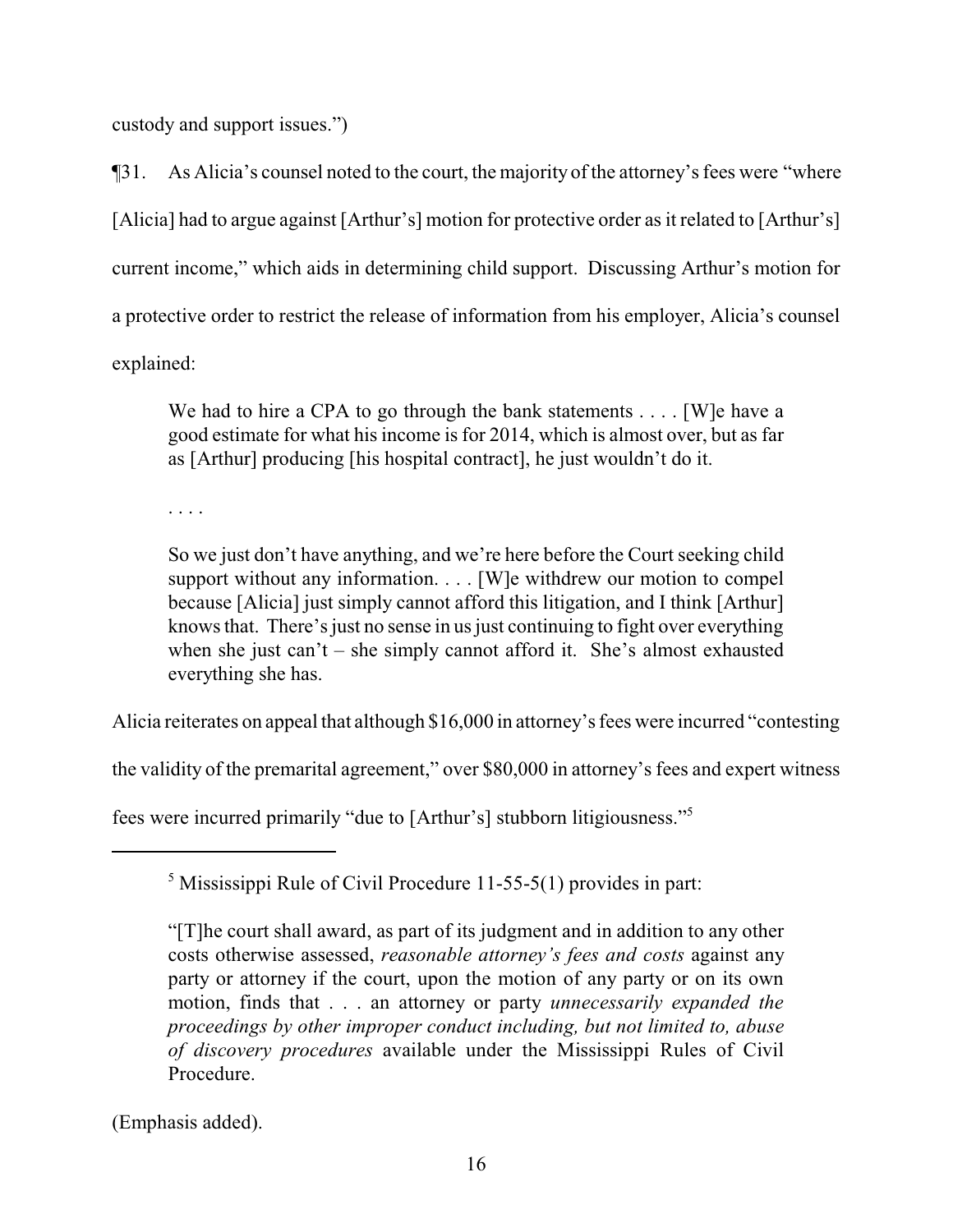custody and support issues.")

¶31. As Alicia's counsel noted to the court, the majority of the attorney's fees were "where [Alicia] had to argue against [Arthur's] motion for protective order as it related to [Arthur's] current income," which aids in determining child support. Discussing Arthur's motion for a protective order to restrict the release of information from his employer, Alicia's counsel explained:

> We had to hire a CPA to go through the bank statements . . . . [W]e have a good estimate for what his income is for 2014, which is almost over, but as far as [Arthur] producing [his hospital contract], he just wouldn't do it.
>
> . . . .
>
> So we just don't have anything, and we're here before the Court seeking child support without any information. . . . [W]e withdrew our motion to compel because [Alicia] just simply cannot afford this litigation, and I think [Arthur] knows that. There's just no sense in us just continuing to fight over everything when she just can't – she simply cannot afford it. She's almost exhausted everything she has.

Alicia reiterates on appeal that although $16,000 in attorney's fees were incurred "contesting the validity of the premarital agreement," over $80,000 in attorney's fees and expert witness fees were incurred primarily "due to [Arthur's] stubborn litigiousness."[5]

---

[5] Mississippi Rule of Civil Procedure 11-55-5(1) provides in part:

> "[T]he court shall award, as part of its judgment and in addition to any other costs otherwise assessed, *reasonable attorney's fees and costs* against any party or attorney if the court, upon the motion of any party or on its own motion, finds that . . . an attorney or party *unnecessarily expanded the proceedings by other improper conduct including, but not limited to, abuse of discovery procedures* available under the Mississippi Rules of Civil Procedure.

(Emphasis added).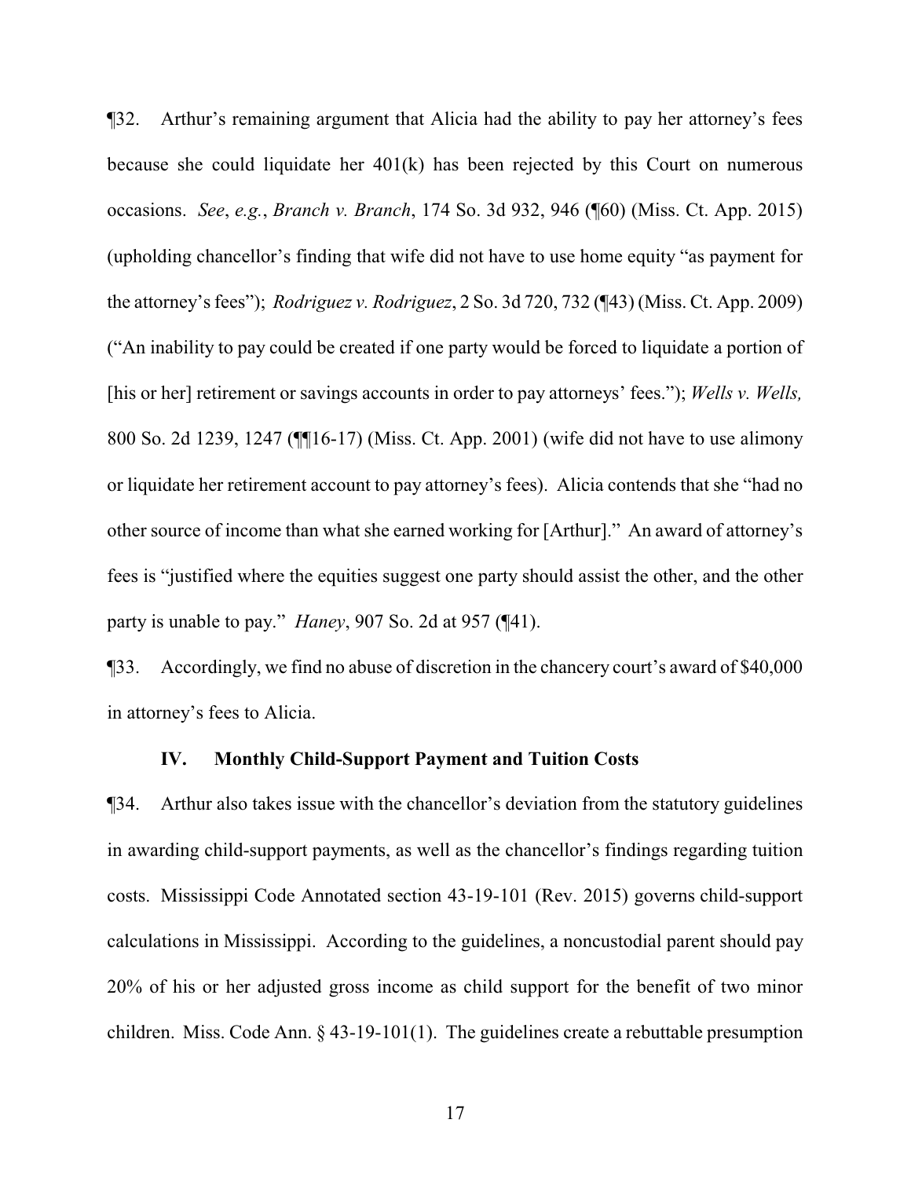¶32. Arthur's remaining argument that Alicia had the ability to pay her attorney's fees because she could liquidate her 401(k) has been rejected by this Court on numerous occasions. *See*, *e.g.*, *Branch v. Branch*, 174 So. 3d 932, 946 (¶60) (Miss. Ct. App. 2015) (upholding chancellor's finding that wife did not have to use home equity "as payment for the attorney's fees"); *Rodriguez v. Rodriguez*, 2 So. 3d 720, 732 (¶43) (Miss. Ct. App. 2009) ("An inability to pay could be created if one party would be forced to liquidate a portion of [his or her] retirement or savings accounts in order to pay attorneys' fees."); *Wells v. Wells,* 800 So. 2d 1239, 1247 (¶¶16-17) (Miss. Ct. App. 2001) (wife did not have to use alimony or liquidate her retirement account to pay attorney's fees). Alicia contends that she "had no other source of income than what she earned working for [Arthur]." An award of attorney's fees is "justified where the equities suggest one party should assist the other, and the other party is unable to pay." *Haney*, 907 So. 2d at 957 (¶41).

¶33. Accordingly, we find no abuse of discretion in the chancery court's award of $40,000 in attorney's fees to Alicia.

### IV. Monthly Child-Support Payment and Tuition Costs

¶34. Arthur also takes issue with the chancellor's deviation from the statutory guidelines in awarding child-support payments, as well as the chancellor's findings regarding tuition costs. Mississippi Code Annotated section 43-19-101 (Rev. 2015) governs child-support calculations in Mississippi. According to the guidelines, a noncustodial parent should pay 20% of his or her adjusted gross income as child support for the benefit of two minor children. Miss. Code Ann. § 43-19-101(1). The guidelines create a rebuttable presumption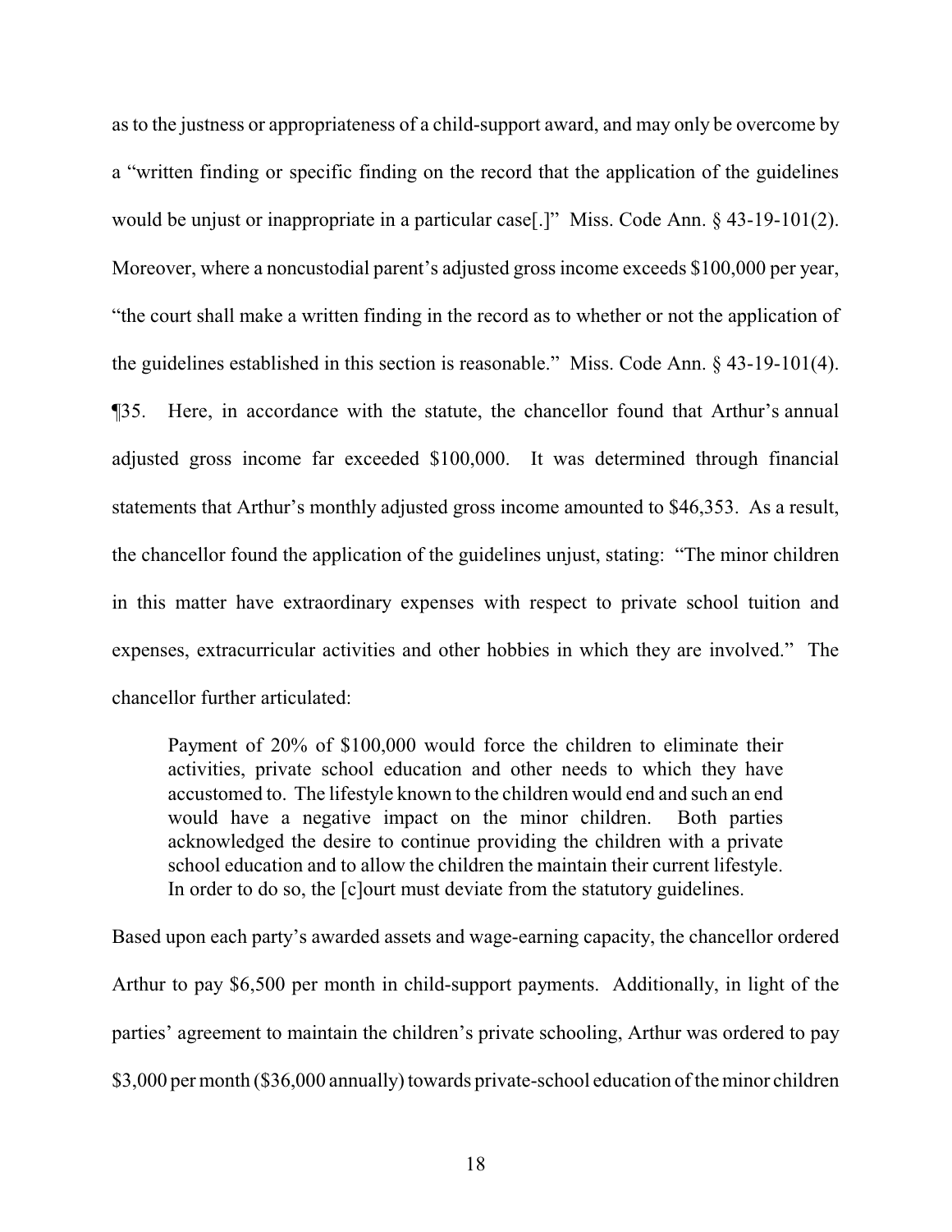as to the justness or appropriateness of a child-support award, and may only be overcome by a "written finding or specific finding on the record that the application of the guidelines would be unjust or inappropriate in a particular case[.]" Miss. Code Ann. § 43-19-101(2). Moreover, where a noncustodial parent's adjusted gross income exceeds $100,000 per year, "the court shall make a written finding in the record as to whether or not the application of the guidelines established in this section is reasonable." Miss. Code Ann. § 43-19-101(4).

¶35. Here, in accordance with the statute, the chancellor found that Arthur's annual adjusted gross income far exceeded $100,000. It was determined through financial statements that Arthur's monthly adjusted gross income amounted to $46,353. As a result, the chancellor found the application of the guidelines unjust, stating: "The minor children in this matter have extraordinary expenses with respect to private school tuition and expenses, extracurricular activities and other hobbies in which they are involved." The chancellor further articulated:

> Payment of 20% of $100,000 would force the children to eliminate their activities, private school education and other needs to which they have accustomed to. The lifestyle known to the children would end and such an end would have a negative impact on the minor children. Both parties acknowledged the desire to continue providing the children with a private school education and to allow the children the maintain their current lifestyle. In order to do so, the [c]ourt must deviate from the statutory guidelines.

Based upon each party's awarded assets and wage-earning capacity, the chancellor ordered Arthur to pay $6,500 per month in child-support payments. Additionally, in light of the parties' agreement to maintain the children's private schooling, Arthur was ordered to pay $3,000 per month ($36,000 annually) towards private-school education of the minor children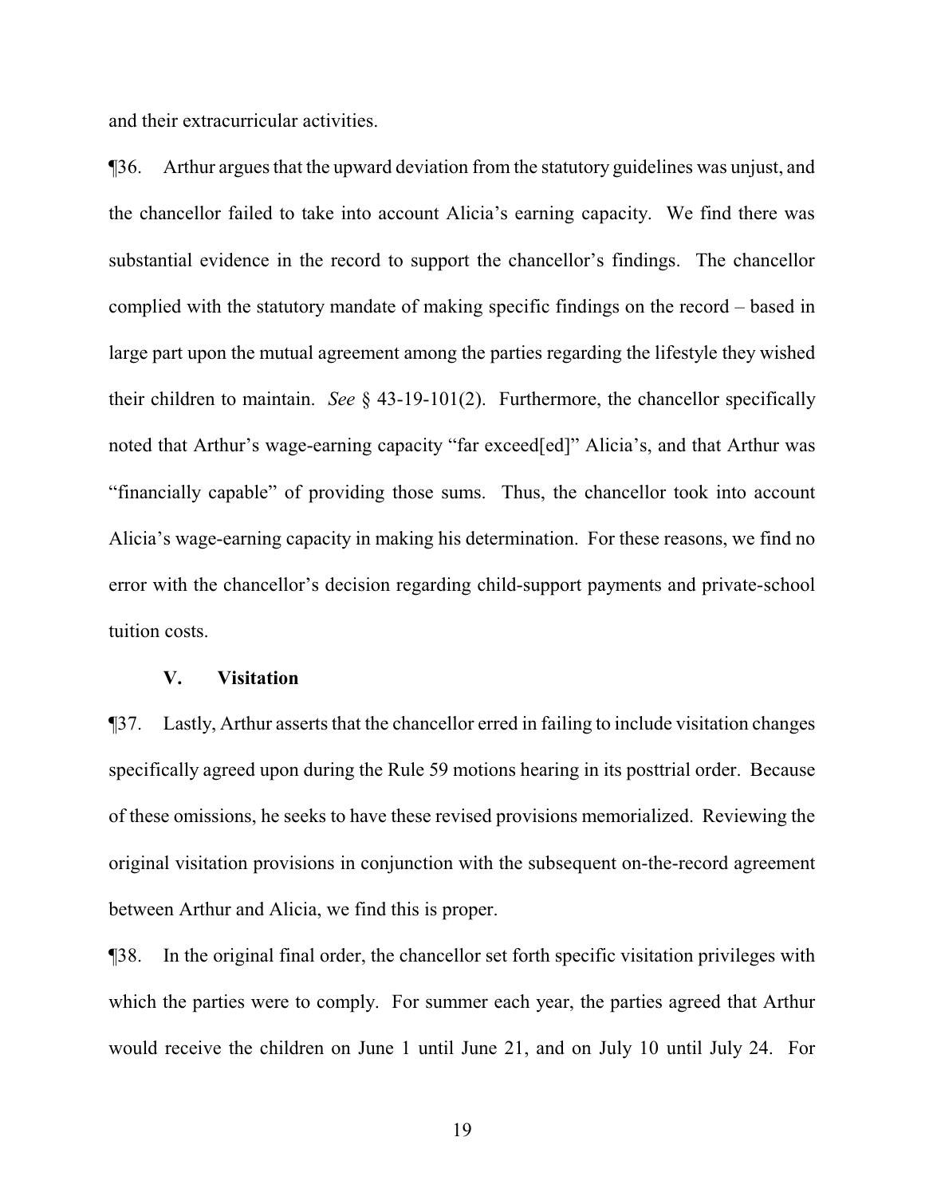and their extracurricular activities.

¶36. Arthur argues that the upward deviation from the statutory guidelines was unjust, and the chancellor failed to take into account Alicia's earning capacity. We find there was substantial evidence in the record to support the chancellor's findings. The chancellor complied with the statutory mandate of making specific findings on the record – based in large part upon the mutual agreement among the parties regarding the lifestyle they wished their children to maintain. *See* § 43-19-101(2). Furthermore, the chancellor specifically noted that Arthur's wage-earning capacity "far exceed[ed]" Alicia's, and that Arthur was "financially capable" of providing those sums. Thus, the chancellor took into account Alicia's wage-earning capacity in making his determination. For these reasons, we find no error with the chancellor's decision regarding child-support payments and private-school tuition costs.

### V. Visitation

¶37. Lastly, Arthur asserts that the chancellor erred in failing to include visitation changes specifically agreed upon during the Rule 59 motions hearing in its posttrial order. Because of these omissions, he seeks to have these revised provisions memorialized. Reviewing the original visitation provisions in conjunction with the subsequent on-the-record agreement between Arthur and Alicia, we find this is proper.

¶38. In the original final order, the chancellor set forth specific visitation privileges with which the parties were to comply. For summer each year, the parties agreed that Arthur would receive the children on June 1 until June 21, and on July 10 until July 24. For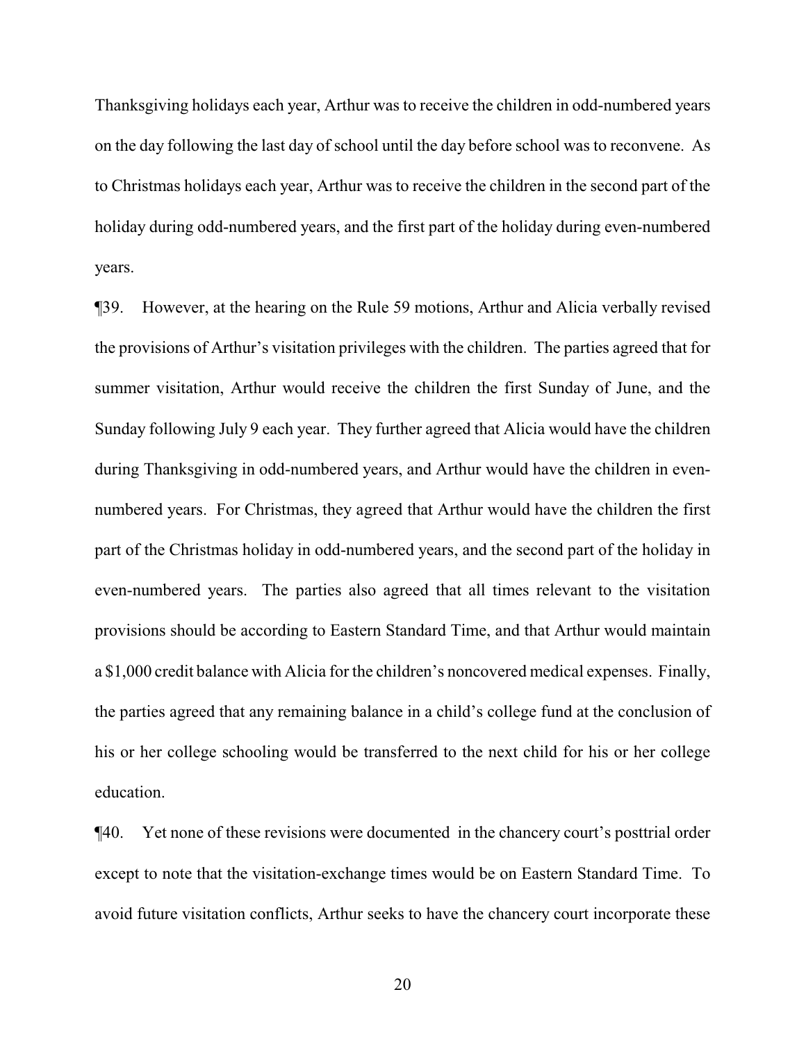Thanksgiving holidays each year, Arthur was to receive the children in odd-numbered years on the day following the last day of school until the day before school was to reconvene. As to Christmas holidays each year, Arthur was to receive the children in the second part of the holiday during odd-numbered years, and the first part of the holiday during even-numbered years.

¶39. However, at the hearing on the Rule 59 motions, Arthur and Alicia verbally revised the provisions of Arthur's visitation privileges with the children. The parties agreed that for summer visitation, Arthur would receive the children the first Sunday of June, and the Sunday following July 9 each year. They further agreed that Alicia would have the children during Thanksgiving in odd-numbered years, and Arthur would have the children in even-numbered years. For Christmas, they agreed that Arthur would have the children the first part of the Christmas holiday in odd-numbered years, and the second part of the holiday in even-numbered years. The parties also agreed that all times relevant to the visitation provisions should be according to Eastern Standard Time, and that Arthur would maintain a $1,000 credit balance with Alicia for the children's noncovered medical expenses. Finally, the parties agreed that any remaining balance in a child's college fund at the conclusion of his or her college schooling would be transferred to the next child for his or her college education.

¶40. Yet none of these revisions were documented in the chancery court's posttrial order except to note that the visitation-exchange times would be on Eastern Standard Time. To avoid future visitation conflicts, Arthur seeks to have the chancery court incorporate these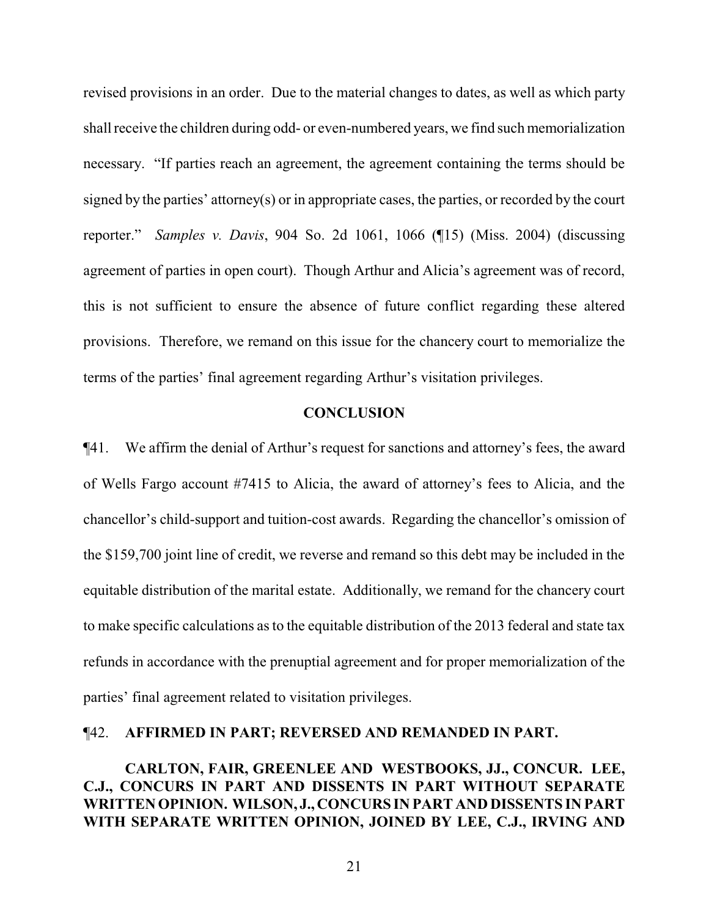revised provisions in an order. Due to the material changes to dates, as well as which party shall receive the children during odd- or even-numbered years, we find such memorialization necessary. "If parties reach an agreement, the agreement containing the terms should be signed by the parties' attorney(s) or in appropriate cases, the parties, or recorded by the court reporter." *Samples v. Davis*, 904 So. 2d 1061, 1066 (¶15) (Miss. 2004) (discussing agreement of parties in open court). Though Arthur and Alicia's agreement was of record, this is not sufficient to ensure the absence of future conflict regarding these altered provisions. Therefore, we remand on this issue for the chancery court to memorialize the terms of the parties' final agreement regarding Arthur's visitation privileges.

## CONCLUSION

¶41. We affirm the denial of Arthur's request for sanctions and attorney's fees, the award of Wells Fargo account #7415 to Alicia, the award of attorney's fees to Alicia, and the chancellor's child-support and tuition-cost awards. Regarding the chancellor's omission of the $159,700 joint line of credit, we reverse and remand so this debt may be included in the equitable distribution of the marital estate. Additionally, we remand for the chancery court to make specific calculations as to the equitable distribution of the 2013 federal and state tax refunds in accordance with the prenuptial agreement and for proper memorialization of the parties' final agreement related to visitation privileges.

¶42. **AFFIRMED IN PART; REVERSED AND REMANDED IN PART.**

**CARLTON, FAIR, GREENLEE AND WESTBOOKS, JJ., CONCUR. LEE, C.J., CONCURS IN PART AND DISSENTS IN PART WITHOUT SEPARATE WRITTEN OPINION. WILSON, J., CONCURS IN PART AND DISSENTS IN PART WITH SEPARATE WRITTEN OPINION, JOINED BY LEE, C.J., IRVING AND**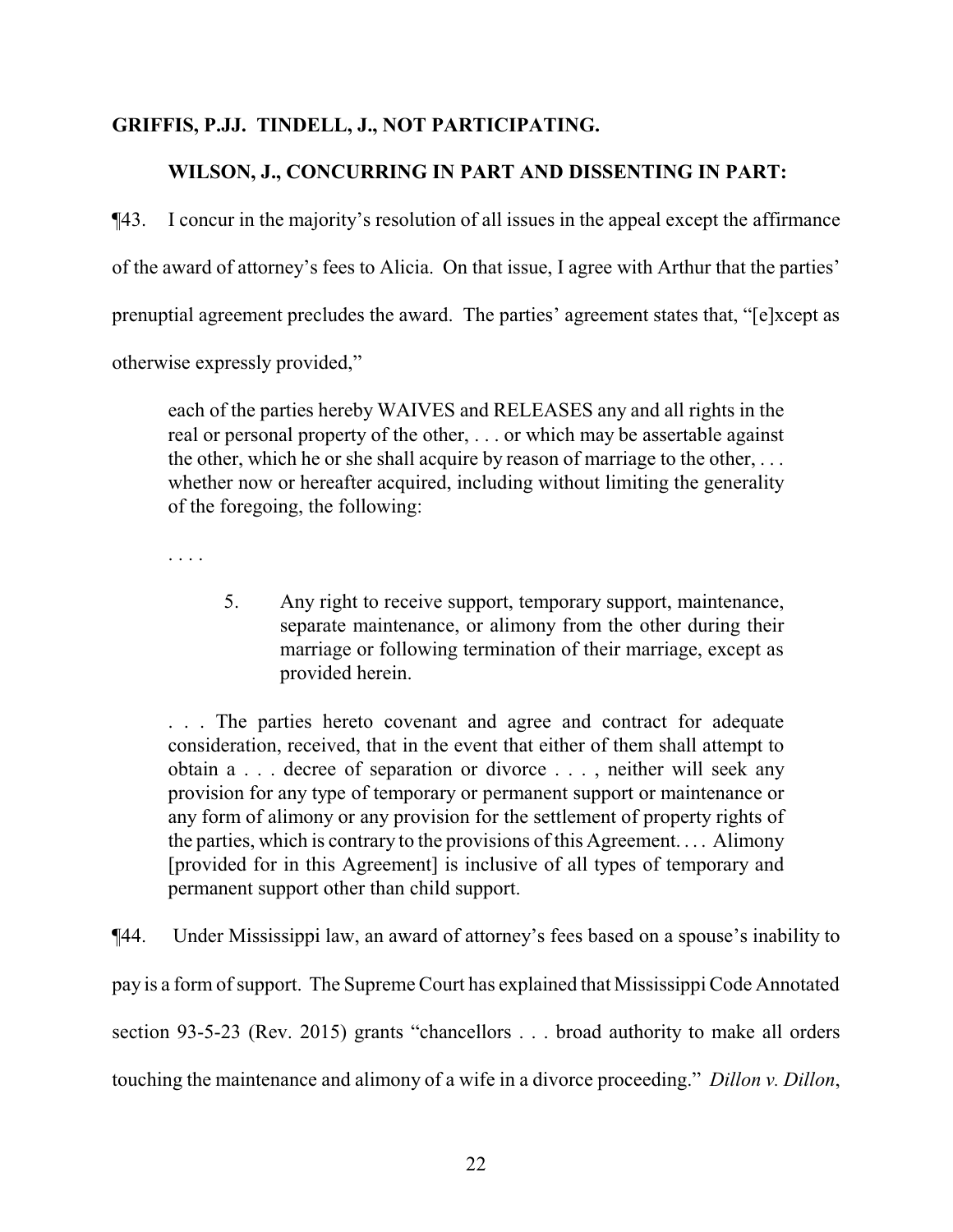**GRIFFIS, P.JJ. TINDELL, J., NOT PARTICIPATING.**

**WILSON, J., CONCURRING IN PART AND DISSENTING IN PART:**

¶43. I concur in the majority's resolution of all issues in the appeal except the affirmance of the award of attorney's fees to Alicia. On that issue, I agree with Arthur that the parties' prenuptial agreement precludes the award. The parties' agreement states that, "[e]xcept as otherwise expressly provided,"

> each of the parties hereby WAIVES and RELEASES any and all rights in the real or personal property of the other, . . . or which may be assertable against the other, which he or she shall acquire by reason of marriage to the other, . . . whether now or hereafter acquired, including without limiting the generality of the foregoing, the following:
>
> . . . .
>
> 5. Any right to receive support, temporary support, maintenance, separate maintenance, or alimony from the other during their marriage or following termination of their marriage, except as provided herein.
>
> . . . The parties hereto covenant and agree and contract for adequate consideration, received, that in the event that either of them shall attempt to obtain a . . . decree of separation or divorce . . . , neither will seek any provision for any type of temporary or permanent support or maintenance or any form of alimony or any provision for the settlement of property rights of the parties, which is contrary to the provisions of this Agreement. . . . Alimony [provided for in this Agreement] is inclusive of all types of temporary and permanent support other than child support.

¶44. Under Mississippi law, an award of attorney's fees based on a spouse's inability to pay is a form of support. The Supreme Court has explained that Mississippi Code Annotated section 93-5-23 (Rev. 2015) grants "chancellors . . . broad authority to make all orders touching the maintenance and alimony of a wife in a divorce proceeding." *Dillon v. Dillon*,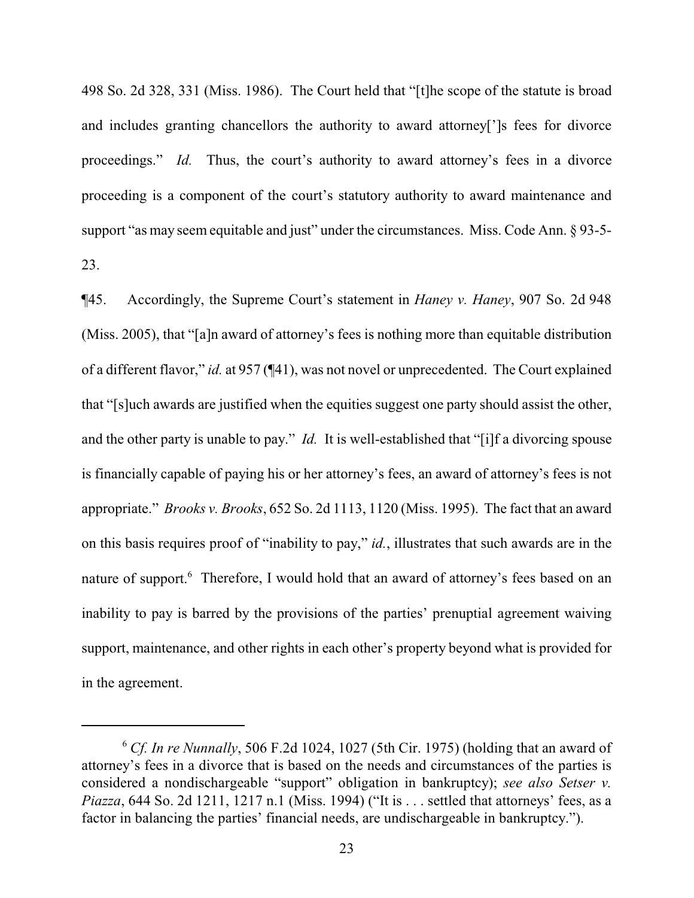498 So. 2d 328, 331 (Miss. 1986). The Court held that "[t]he scope of the statute is broad and includes granting chancellors the authority to award attorney[']s fees for divorce proceedings." *Id.* Thus, the court's authority to award attorney's fees in a divorce proceeding is a component of the court's statutory authority to award maintenance and support "as may seem equitable and just" under the circumstances. Miss. Code Ann. § 93-5-23.

¶45. Accordingly, the Supreme Court's statement in *Haney v. Haney*, 907 So. 2d 948 (Miss. 2005), that "[a]n award of attorney's fees is nothing more than equitable distribution of a different flavor," *id.* at 957 (¶41), was not novel or unprecedented. The Court explained that "[s]uch awards are justified when the equities suggest one party should assist the other, and the other party is unable to pay." *Id.* It is well-established that "[i]f a divorcing spouse is financially capable of paying his or her attorney's fees, an award of attorney's fees is not appropriate." *Brooks v. Brooks*, 652 So. 2d 1113, 1120 (Miss. 1995). The fact that an award on this basis requires proof of "inability to pay," *id.*, illustrates that such awards are in the nature of support.[6] Therefore, I would hold that an award of attorney's fees based on an inability to pay is barred by the provisions of the parties' prenuptial agreement waiving support, maintenance, and other rights in each other's property beyond what is provided for in the agreement.

---

[6] *Cf. In re Nunnally*, 506 F.2d 1024, 1027 (5th Cir. 1975) (holding that an award of attorney's fees in a divorce that is based on the needs and circumstances of the parties is considered a nondischargeable "support" obligation in bankruptcy); *see also Setser v. Piazza*, 644 So. 2d 1211, 1217 n.1 (Miss. 1994) ("It is . . . settled that attorneys' fees, as a factor in balancing the parties' financial needs, are undischargeable in bankruptcy.").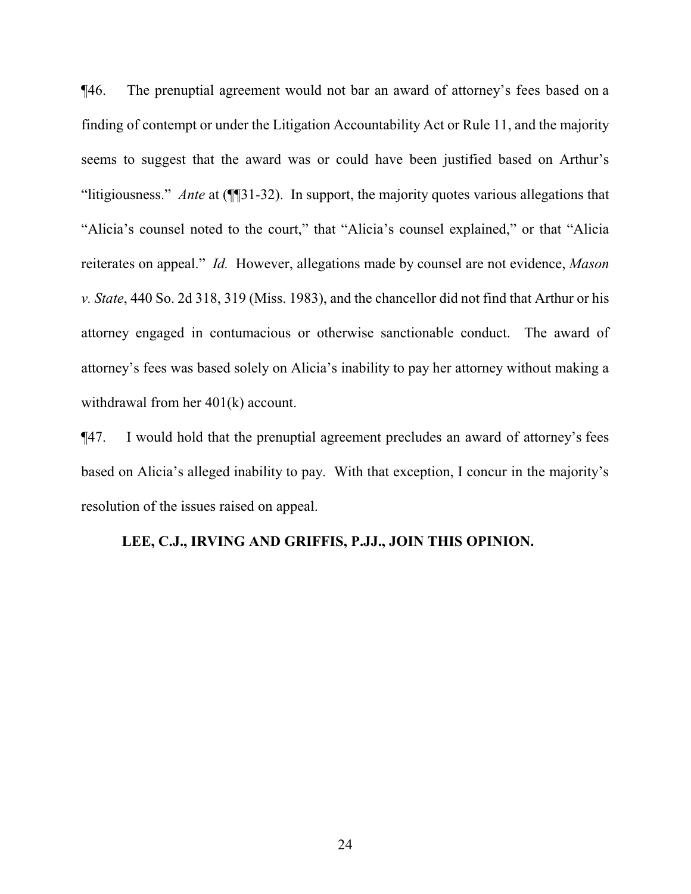¶46. The prenuptial agreement would not bar an award of attorney's fees based on a finding of contempt or under the Litigation Accountability Act or Rule 11, and the majority seems to suggest that the award was or could have been justified based on Arthur's "litigiousness." *Ante* at (¶¶31-32). In support, the majority quotes various allegations that "Alicia's counsel noted to the court," that "Alicia's counsel explained," or that "Alicia reiterates on appeal." *Id.* However, allegations made by counsel are not evidence, *Mason v. State*, 440 So. 2d 318, 319 (Miss. 1983), and the chancellor did not find that Arthur or his attorney engaged in contumacious or otherwise sanctionable conduct. The award of attorney's fees was based solely on Alicia's inability to pay her attorney without making a withdrawal from her 401(k) account.

¶47. I would hold that the prenuptial agreement precludes an award of attorney's fees based on Alicia's alleged inability to pay. With that exception, I concur in the majority's resolution of the issues raised on appeal.

**LEE, C.J., IRVING AND GRIFFIS, P.JJ., JOIN THIS OPINION.**